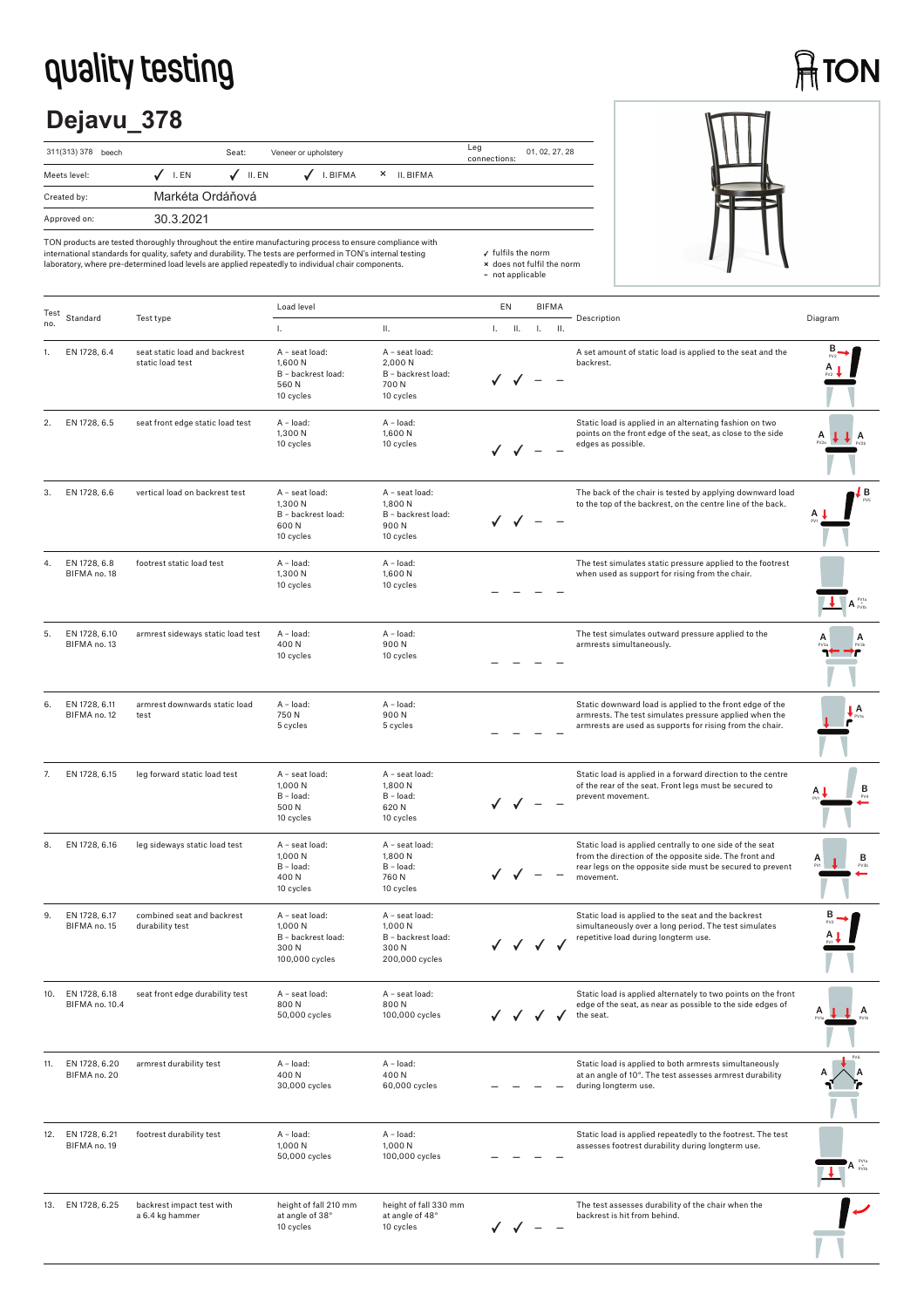# quality testing

TON

## Dejavu_378

| 311(313) 378 beech | Seat: | Veneer or upholstery | Leg connections: | 01, 02, 27, 28 |
|---|---|---|---|---|
| Meets level: | ✓ I. EN ✓ II. EN | ✓ I. BIFMA × II. BIFMA | | |
| Created by: | Markéta Ordáňová | | | |
| Approved on: | 30.3.2021 | | | |

TON products are tested thoroughly throughout the entire manufacturing process to ensure compliance with international standards for quality, safety and durability. The tests are performed in TON's internal testing laboratory, where pre-determined load levels are applied repeatedly to individual chair components.

✓ fulfils the norm
× does not fulfil the norm
– not applicable

| Test no. | Standard | Test type | Load level I. | Load level II. | EN I. | EN II. | BIFMA I. | BIFMA II. | Description |
|---|---|---|---|---|---|---|---|---|---|
| 1. | EN 1728, 6.4 | seat static load and backrest static load test | A – seat load: 1,600 N<br>B – backrest load: 560 N<br>10 cycles | A – seat load: 2,000 N<br>B – backrest load: 700 N<br>10 cycles | ✓ | ✓ | – | – | A set amount of static load is applied to the seat and the backrest. |
| 2. | EN 1728, 6.5 | seat front edge static load test | A – load: 1,300 N<br>10 cycles | A – load: 1,600 N<br>10 cycles | ✓ | ✓ | – | – | Static load is applied in an alternating fashion on two points on the front edge of the seat, as close to the side edges as possible. |
| 3. | EN 1728, 6.6 | vertical load on backrest test | A – seat load: 1,300 N<br>B – backrest load: 600 N<br>10 cycles | A – seat load: 1,800 N<br>B – backrest load: 900 N<br>10 cycles | ✓ | ✓ | – | – | The back of the chair is tested by applying downward load to the top of the backrest, on the centre line of the back. |
| 4. | EN 1728, 6.8<br>BIFMA no. 18 | footrest static load test | A – load: 1,300 N<br>10 cycles | A – load: 1,600 N<br>10 cycles | – | – | – | – | The test simulates static pressure applied to the footrest when used as support for rising from the chair. |
| 5. | EN 1728, 6.10<br>BIFMA no. 13 | armrest sideways static load test | A – load: 400 N<br>10 cycles | A – load: 900 N<br>10 cycles | – | – | – | – | The test simulates outward pressure applied to the armrests simultaneously. |
| 6. | EN 1728, 6.11<br>BIFMA no. 12 | armrest downwards static load test | A – load: 750 N<br>5 cycles | A – load: 900 N<br>5 cycles | – | – | – | – | Static downward load is applied to the front edge of the armrests. The test simulates pressure applied when the armrests are used as supports for rising from the chair. |
| 7. | EN 1728, 6.15 | leg forward static load test | A – seat load: 1,000 N<br>B – load: 500 N<br>10 cycles | A – seat load: 1,800 N<br>B – load: 620 N<br>10 cycles | ✓ | ✓ | – | – | Static load is applied in a forward direction to the centre of the rear of the seat. Front legs must be secured to prevent movement. |
| 8. | EN 1728, 6.16 | leg sideways static load test | A – seat load: 1,000 N<br>B – load: 400 N<br>10 cycles | A – seat load: 1,800 N<br>B – load: 760 N<br>10 cycles | ✓ | ✓ | – | – | Static load is applied centrally to one side of the seat from the direction of the opposite side. The front and rear legs on the opposite side must be secured to prevent movement. |
| 9. | EN 1728, 6.17<br>BIFMA no. 15 | combined seat and backrest durability test | A – seat load: 1,000 N<br>B – backrest load: 300 N<br>100,000 cycles | A – seat load: 1,000 N<br>B – backrest load: 300 N<br>200,000 cycles | ✓ | ✓ | ✓ | ✓ | Static load is applied to the seat and the backrest simultaneously over a long period. The test simulates repetitive load during longterm use. |
| 10. | EN 1728, 6.18<br>BIFMA no. 10.4 | seat front edge durability test | A – seat load: 800 N<br>50,000 cycles | A – seat load: 800 N<br>100,000 cycles | ✓ | ✓ | ✓ | ✓ | Static load is applied alternately to two points on the front edge of the seat, as near as possible to the side edges of the seat. |
| 11. | EN 1728, 6.20<br>BIFMA no. 20 | armrest durability test | A – load: 400 N<br>30,000 cycles | A – load: 400 N<br>60,000 cycles | – | – | – | – | Static load is applied to both armrests simultaneously at an angle of 10°. The test assesses armrest durability during longterm use. |
| 12. | EN 1728, 6.21<br>BIFMA no. 19 | footrest durability test | A – load: 1,000 N<br>50,000 cycles | A – load: 1,000 N<br>100,000 cycles | – | – | – | – | Static load is applied repeatedly to the footrest. The test assesses footrest durability during longterm use. |
| 13. | EN 1728, 6.25 | backrest impact test with a 6.4 kg hammer | height of fall 210 mm at angle of 38°<br>10 cycles | height of fall 330 mm at angle of 48°<br>10 cycles | ✓ | ✓ | – | – | The test assesses durability of the chair when the backrest is hit from behind. |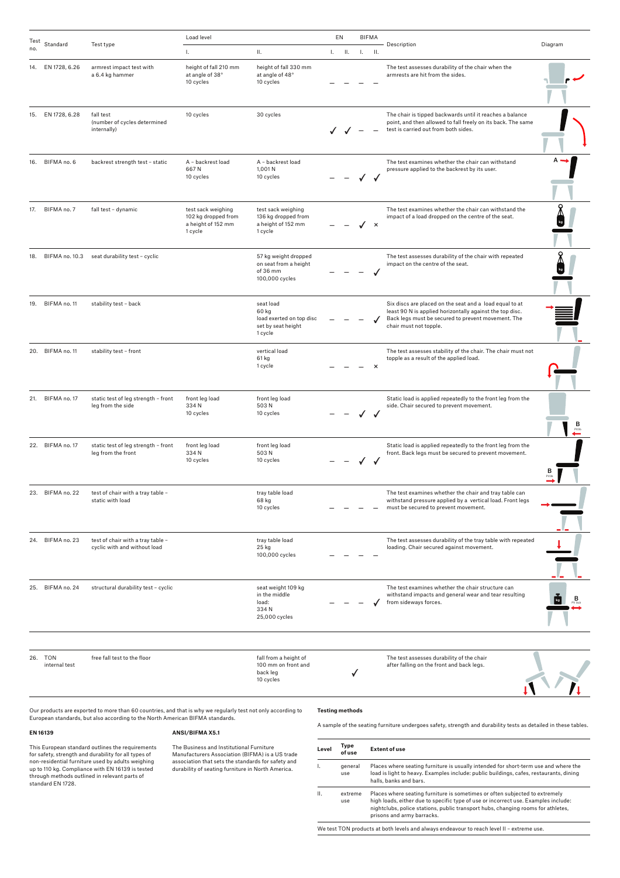| Test no. | Standard | Test type | Load level I. | Load level II. | EN I. | EN II. | BIFMA I. | BIFMA II. | Description | Diagram |
| --- | --- | --- | --- | --- | --- | --- | --- | --- | --- | --- |
| 14. | EN 1728, 6.26 | armrest impact test with a 6.4 kg hammer | height of fall 210 mm at angle of 38° 10 cycles | height of fall 330 mm at angle of 48° 10 cycles | – | – | – | – | The test assesses durability of the chair when the armrests are hit from the sides. | |
| 15. | EN 1728, 6.28 | fall test (number of cycles determined internally) | 10 cycles | 30 cycles | ✓ | ✓ | – | – | The chair is tipped backwards until it reaches a balance point, and then allowed to fall freely on its back. The same test is carried out from both sides. | |
| 16. | BIFMA no. 6 | backrest strength test – static | A – backrest load 667 N 10 cycles | A – backrest load 1,001 N 10 cycles | – | – | ✓ | ✓ | The test examines whether the chair can withstand pressure applied to the backrest by its user. | A |
| 17. | BIFMA no. 7 | fall test – dynamic | test sack weighing 102 kg dropped from a height of 152 mm 1 cycle | test sack weighing 136 kg dropped from a height of 152 mm 1 cycle | – | – | ✓ | × | The test examines whether the chair can withstand the impact of a load dropped on the centre of the seat. | kg |
| 18. | BIFMA no. 10.3 | seat durability test – cyclic | | 57 kg weight dropped on seat from a height of 36 mm 100,000 cycles | – | – | – | ✓ | The test assesses durability of the chair with repeated impact on the centre of the seat. | kg |
| 19. | BIFMA no. 11 | stability test – back | | seat load 60 kg load exerted on top disc set by seat height 1 cycle | – | – | – | ✓ | Six discs are placed on the seat and a load equal to at least 90 N is applied horizontally against the top disc. Back legs must be secured to prevent movement. The chair must not topple. | |
| 20. | BIFMA no. 11 | stability test – front | | vertical load 61 kg 1 cycle | – | – | – | × | The test assesses stability of the chair. The chair must not topple as a result of the applied load. | |
| 21. | BIFMA no. 17 | static test of leg strength – front leg from the side | front leg load 334 N 10 cycles | front leg load 503 N 10 cycles | – | – | ✓ | ✓ | Static load is applied repeatedly to the front leg from the side. Chair secured to prevent movement. | B PV3b |
| 22. | BIFMA no. 17 | static test of leg strength – front leg from the front | front leg load 334 N 10 cycles | front leg load 503 N 10 cycles | – | – | ✓ | ✓ | Static load is applied repeatedly to the front leg from the front. Back legs must be secured to prevent movement. | B PV3b |
| 23. | BIFMA no. 22 | test of chair with a tray table – static with load | | tray table load 68 kg 10 cycles | – | – | – | – | The test examines whether the chair and tray table can withstand pressure applied by a vertical load. Front legs must be secured to prevent movement. | |
| 24. | BIFMA no. 23 | test of chair with a tray table – cyclic with and without load | | tray table load 25 kg 100,000 cycles | – | – | – | – | The test assesses durability of the tray table with repeated loading. Chair secured against movement. | |
| 25. | BIFMA no. 24 | structural durability test – cyclic | | seat weight 109 kg in the middle load: 334 N 25,000 cycles | – | – | – | ✓ | The test examines whether the chair structure can withstand impacts and general wear and tear resulting from sideways forces. | kg B PV3ab |
| 26. | TON internal test | free fall test to the floor | | fall from a height of 100 mm on front and back leg 10 cycles | | ✓ | | | The test assesses durability of the chair after falling on the front and back legs. | |

Our products are exported to more than 60 countries, and that is why we regularly test not only according to European standards, but also according to the North American BIFMA standards.

**EN 16139**

This European standard outlines the requirements for safety, strength and durability for all types of non-residential furniture used by adults weighing up to 110 kg. Compliance with EN 16139 is tested through methods outlined in relevant parts of standard EN 1728.

**ANSI/BIFMA X5.1**

The Business and Institutional Furniture Manufacturers Association (BIFMA) is a US trade association that sets the standards for safety and durability of seating furniture in North America.

**Testing methods**

A sample of the seating furniture undergoes safety, strength and durability tests as detailed in these tables.

| Level | Type of use | Extent of use |
| --- | --- | --- |
| I. | general use | Places where seating furniture is usually intended for short-term use and where the load is light to heavy. Examples include: public buildings, cafes, restaurants, dining halls, banks and bars. |
| II. | extreme use | Places where seating furniture is sometimes or often subjected to extremely high loads, either due to specific type of use or incorrect use. Examples include: nightclubs, police stations, public transport hubs, changing rooms for athletes, prisons and army barracks. |

We test TON products at both levels and always endeavour to reach level II – extreme use.